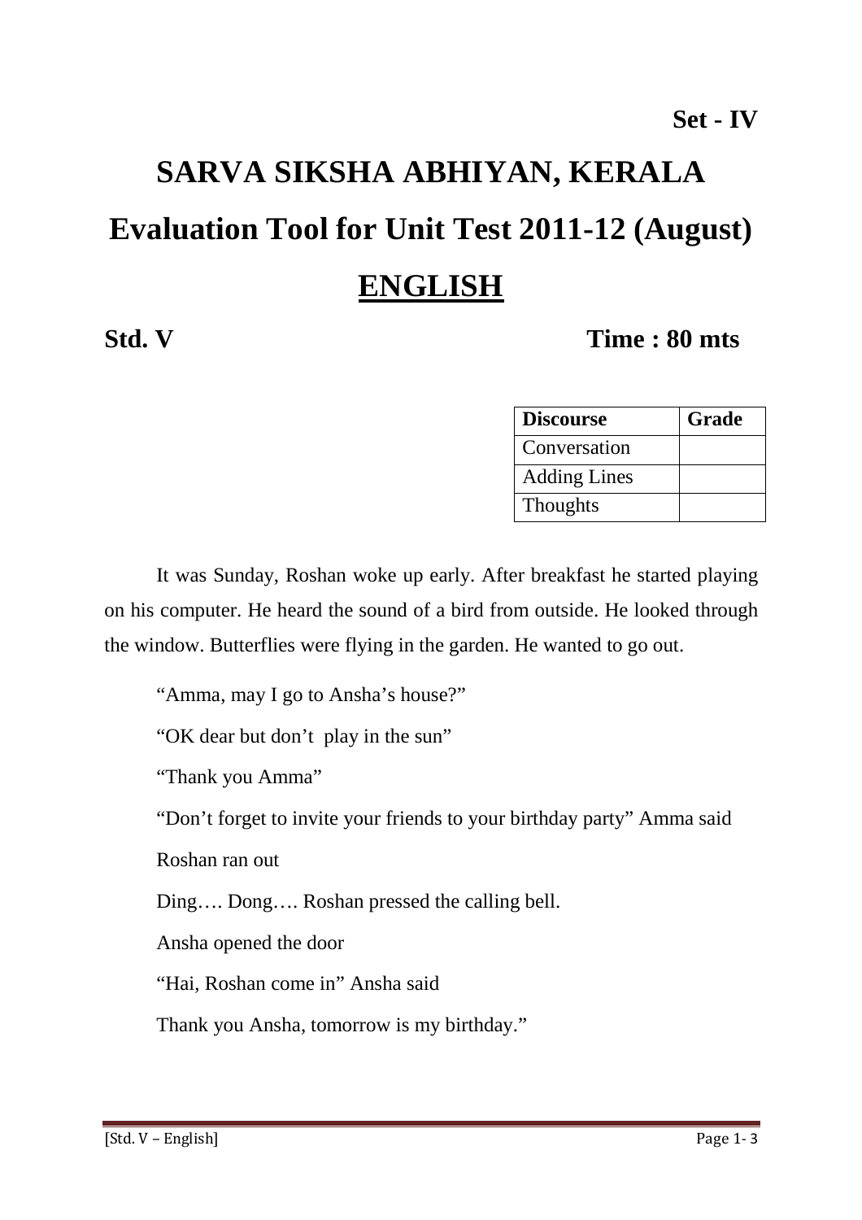**Set - IV**

# SARVA SIKSHA ABHIYAN, KERALA

# Evaluation Tool for Unit Test 2011-12 (August)

# ENGLISH

**Std. V** **Time : 80 mts**

| Discourse | Grade |
|---|---|
| Conversation | |
| Adding Lines | |
| Thoughts | |

It was Sunday, Roshan woke up early. After breakfast he started playing on his computer. He heard the sound of a bird from outside. He looked through the window. Butterflies were flying in the garden. He wanted to go out.

"Amma, may I go to Ansha's house?"

"OK dear but don't play in the sun"

"Thank you Amma"

"Don't forget to invite your friends to your birthday party" Amma said

Roshan ran out

Ding…. Dong…. Roshan pressed the calling bell.

Ansha opened the door

"Hai, Roshan come in" Ansha said

Thank you Ansha, tomorrow is my birthday."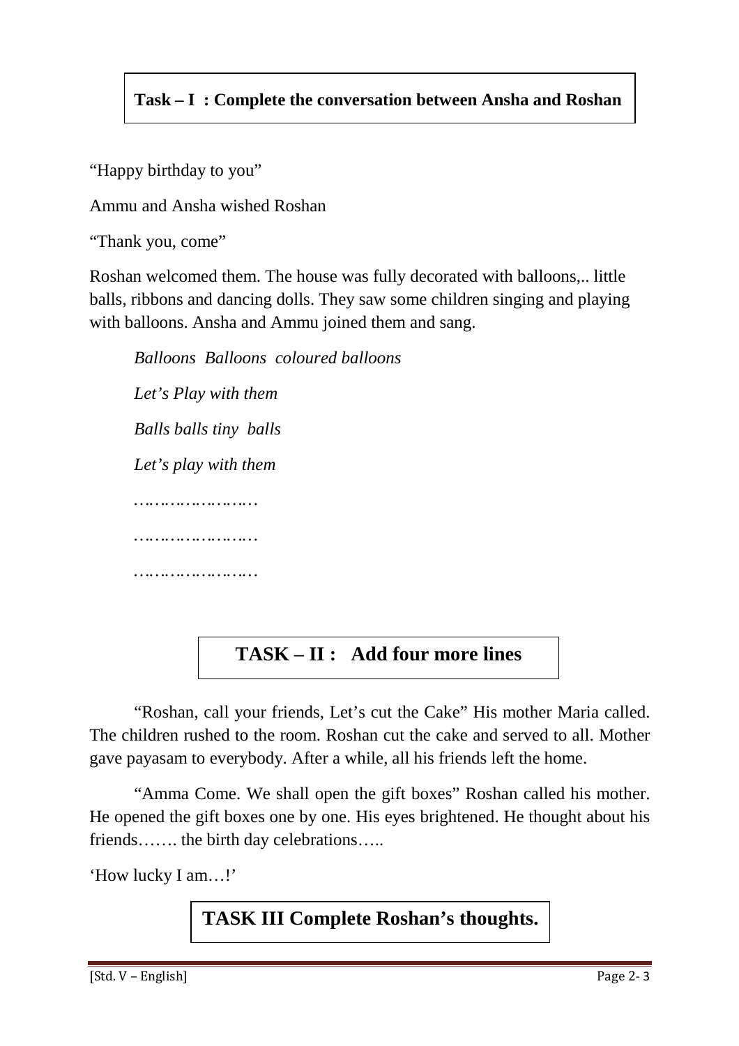**Task – I : Complete the conversation between Ansha and Roshan**

"Happy birthday to you"

Ammu and Ansha wished Roshan

"Thank you, come"

Roshan welcomed them. The house was fully decorated with balloons,.. little balls, ribbons and dancing dolls. They saw some children singing and playing with balloons. Ansha and Ammu joined them and sang.

*Balloons Balloons coloured balloons*

*Let's Play with them*

*Balls balls tiny balls*

*Let's play with them*

…………………

…………………

…………………

**TASK – II : Add four more lines**

"Roshan, call your friends, Let's cut the Cake" His mother Maria called. The children rushed to the room. Roshan cut the cake and served to all. Mother gave payasam to everybody. After a while, all his friends left the home.

"Amma Come. We shall open the gift boxes" Roshan called his mother. He opened the gift boxes one by one. His eyes brightened. He thought about his friends……. the birth day celebrations…..

'How lucky I am…!'

**TASK III Complete Roshan's thoughts.**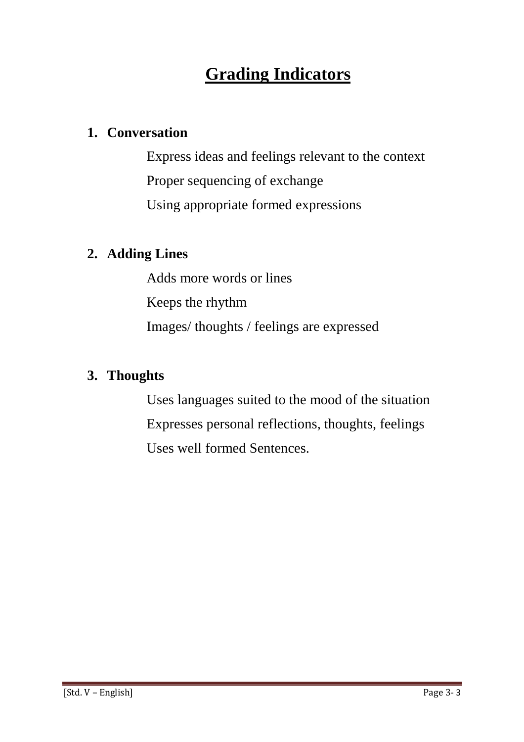# Grading Indicators

1. **Conversation**

   Express ideas and feelings relevant to the context

   Proper sequencing of exchange

   Using appropriate formed expressions

2. **Adding Lines**

   Adds more words or lines

   Keeps the rhythm

   Images/ thoughts / feelings are expressed

3. **Thoughts**

   Uses languages suited to the mood of the situation

   Expresses personal reflections, thoughts, feelings

   Uses well formed Sentences.